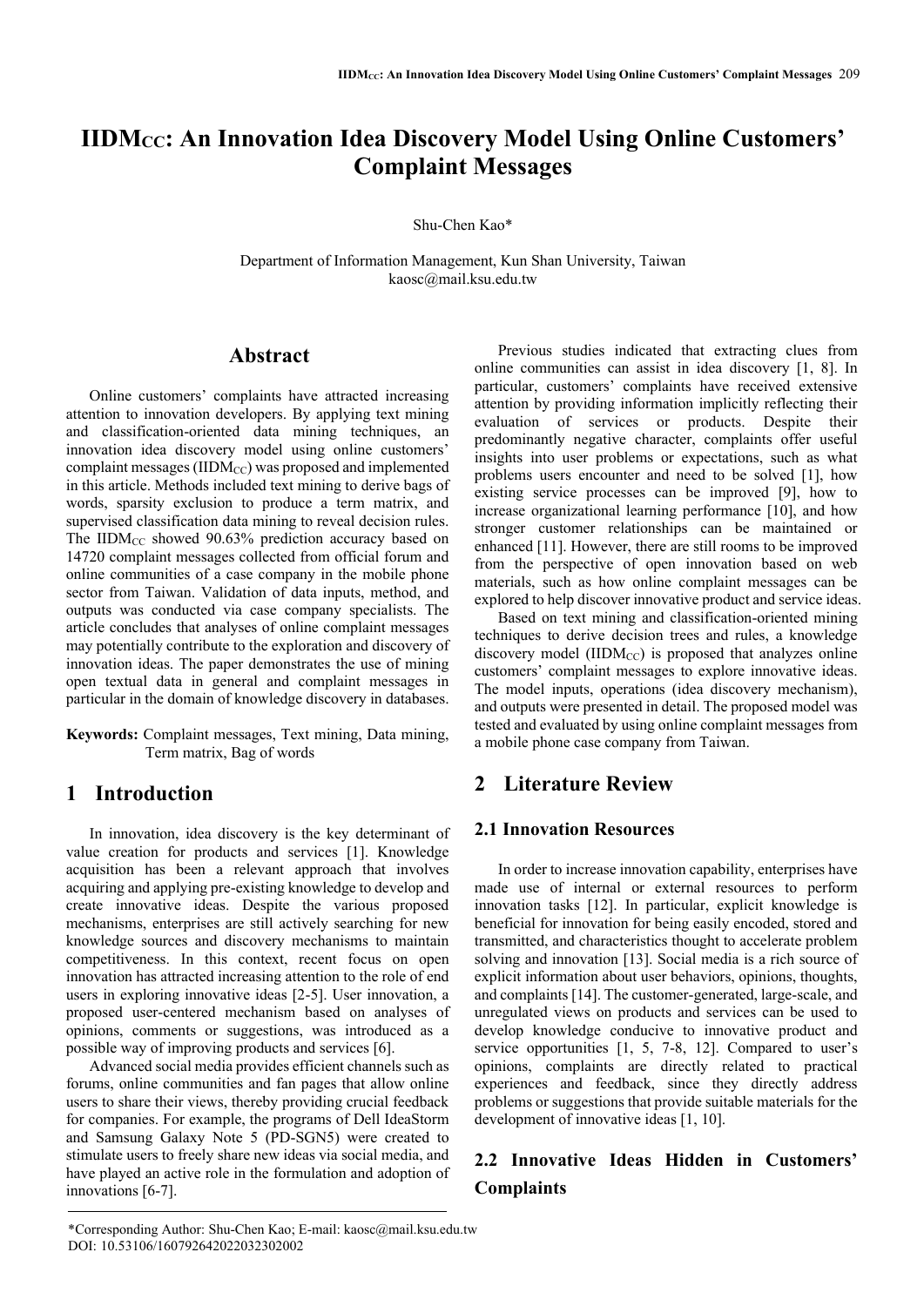// Omitted running header "IIDMCC: ... 209".
# IIDM$_{CC}$: An Innovation Idea Discovery Model Using Online Customers' Complaint Messages

Shu-Chen Kao*

Department of Information Management, Kun Shan University, Taiwan
kaosc@mail.ksu.edu.tw

## Abstract

Online customers' complaints have attracted increasing attention to innovation developers. By applying text mining and classification-oriented data mining techniques, an innovation idea discovery model using online customers' complaint messages (IIDM$_{CC}$) was proposed and implemented in this article. Methods included text mining to derive bags of words, sparsity exclusion to produce a term matrix, and supervised classification data mining to reveal decision rules. The IIDM$_{CC}$ showed 90.63% prediction accuracy based on 14720 complaint messages collected from official forum and online communities of a case company in the mobile phone sector from Taiwan. Validation of data inputs, method, and outputs was conducted via case company specialists. The article concludes that analyses of online complaint messages may potentially contribute to the exploration and discovery of innovation ideas. The paper demonstrates the use of mining open textual data in general and complaint messages in particular in the domain of knowledge discovery in databases.

**Keywords:** Complaint messages, Text mining, Data mining, Term matrix, Bag of words

## 1 Introduction

In innovation, idea discovery is the key determinant of value creation for products and services [1]. Knowledge acquisition has been a relevant approach that involves acquiring and applying pre-existing knowledge to develop and create innovative ideas. Despite the various proposed mechanisms, enterprises are still actively searching for new knowledge sources and discovery mechanisms to maintain competitiveness. In this context, recent focus on open innovation has attracted increasing attention to the role of end users in exploring innovative ideas [2-5]. User innovation, a proposed user-centered mechanism based on analyses of opinions, comments or suggestions, was introduced as a possible way of improving products and services [6].

Advanced social media provides efficient channels such as forums, online communities and fan pages that allow online users to share their views, thereby providing crucial feedback for companies. For example, the programs of Dell IdeaStorm and Samsung Galaxy Note 5 (PD-SGN5) were created to stimulate users to freely share new ideas via social media, and have played an active role in the formulation and adoption of innovations [6-7].

Previous studies indicated that extracting clues from online communities can assist in idea discovery [1, 8]. In particular, customers' complaints have received extensive attention by providing information implicitly reflecting their evaluation of services or products. Despite their predominantly negative character, complaints offer useful insights into user problems or expectations, such as what problems users encounter and need to be solved [1], how existing service processes can be improved [9], how to increase organizational learning performance [10], and how stronger customer relationships can be maintained or enhanced [11]. However, there are still rooms to be improved from the perspective of open innovation based on web materials, such as how online complaint messages can be explored to help discover innovative product and service ideas.

Based on text mining and classification-oriented mining techniques to derive decision trees and rules, a knowledge discovery model (IIDM$_{CC}$) is proposed that analyzes online customers' complaint messages to explore innovative ideas. The model inputs, operations (idea discovery mechanism), and outputs were presented in detail. The proposed model was tested and evaluated by using online complaint messages from a mobile phone case company from Taiwan.

## 2 Literature Review

### 2.1 Innovation Resources

In order to increase innovation capability, enterprises have made use of internal or external resources to perform innovation tasks [12]. In particular, explicit knowledge is beneficial for innovation for being easily encoded, stored and transmitted, and characteristics thought to accelerate problem solving and innovation [13]. Social media is a rich source of explicit information about user behaviors, opinions, thoughts, and complaints [14]. The customer-generated, large-scale, and unregulated views on products and services can be used to develop knowledge conducive to innovative product and service opportunities [1, 5, 7-8, 12]. Compared to user's opinions, complaints are directly related to practical experiences and feedback, since they directly address problems or suggestions that provide suitable materials for the development of innovative ideas [1, 10].

### 2.2 Innovative Ideas Hidden in Customers' Complaints

*Corresponding Author: Shu-Chen Kao; E-mail: kaosc@mail.ksu.edu.tw
DOI: 10.53106/160792642022032302002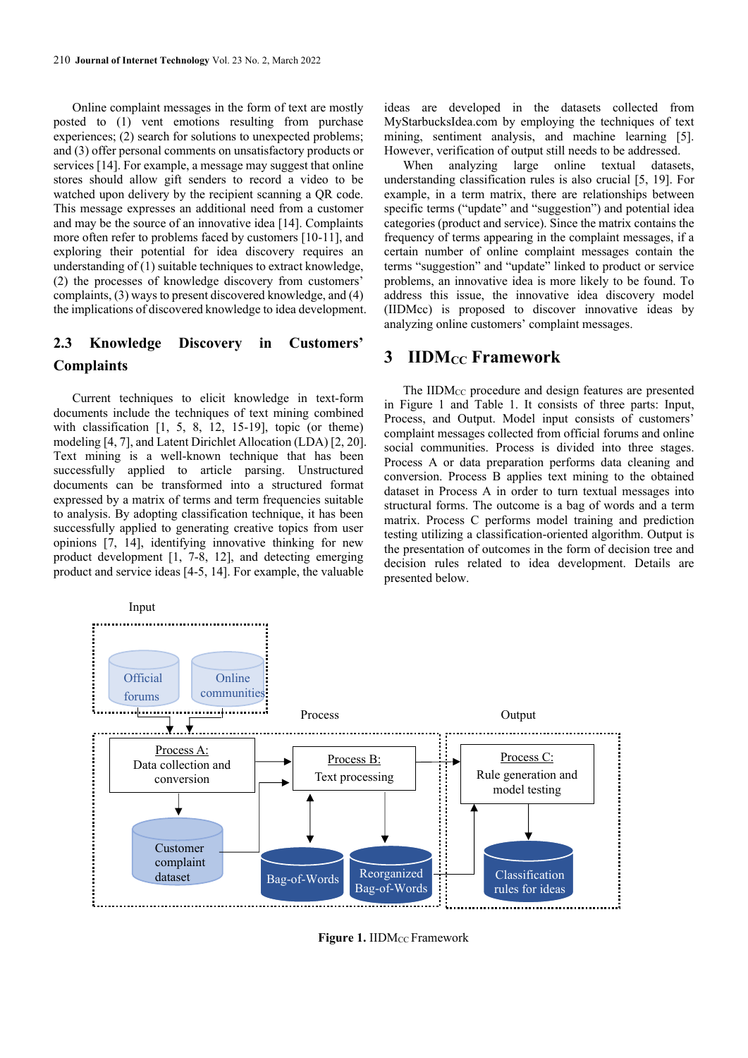Online complaint messages in the form of text are mostly posted to (1) vent emotions resulting from purchase experiences; (2) search for solutions to unexpected problems; and (3) offer personal comments on unsatisfactory products or services [14]. For example, a message may suggest that online stores should allow gift senders to record a video to be watched upon delivery by the recipient scanning a QR code. This message expresses an additional need from a customer and may be the source of an innovative idea [14]. Complaints more often refer to problems faced by customers [10-11], and exploring their potential for idea discovery requires an understanding of (1) suitable techniques to extract knowledge, (2) the processes of knowledge discovery from customers' complaints, (3) ways to present discovered knowledge, and (4) the implications of discovered knowledge to idea development.

## 2.3 Knowledge Discovery in Customers' Complaints

Current techniques to elicit knowledge in text-form documents include the techniques of text mining combined with classification [1, 5, 8, 12, 15-19], topic (or theme) modeling [4, 7], and Latent Dirichlet Allocation (LDA) [2, 20]. Text mining is a well-known technique that has been successfully applied to article parsing. Unstructured documents can be transformed into a structured format expressed by a matrix of terms and term frequencies suitable to analysis. By adopting classification technique, it has been successfully applied to generating creative topics from user opinions [7, 14], identifying innovative thinking for new product development [1, 7-8, 12], and detecting emerging product and service ideas [4-5, 14]. For example, the valuable ideas are developed in the datasets collected from MyStarbucksIdea.com by employing the techniques of text mining, sentiment analysis, and machine learning [5]. However, verification of output still needs to be addressed.

When analyzing large online textual datasets, understanding classification rules is also crucial [5, 19]. For example, in a term matrix, there are relationships between specific terms ("update" and "suggestion") and potential idea categories (product and service). Since the matrix contains the frequency of terms appearing in the complaint messages, if a certain number of online complaint messages contain the terms "suggestion" and "update" linked to product or service problems, an innovative idea is more likely to be found. To address this issue, the innovative idea discovery model (IIDMcc) is proposed to discover innovative ideas by analyzing online customers' complaint messages.

# 3 IIDM$_{CC}$ Framework

The IIDM$_{CC}$ procedure and design features are presented in Figure 1 and Table 1. It consists of three parts: Input, Process, and Output. Model input consists of customers' complaint messages collected from official forums and online social communities. Process is divided into three stages. Process A or data preparation performs data cleaning and conversion. Process B applies text mining to the obtained dataset in Process A in order to turn textual messages into structural forms. The outcome is a bag of words and a term matrix. Process C performs model training and prediction testing utilizing a classification-oriented algorithm. Output is the presentation of outcomes in the form of decision tree and decision rules related to idea development. Details are presented below.

**Figure 1.** IIDM$_{CC}$ Framework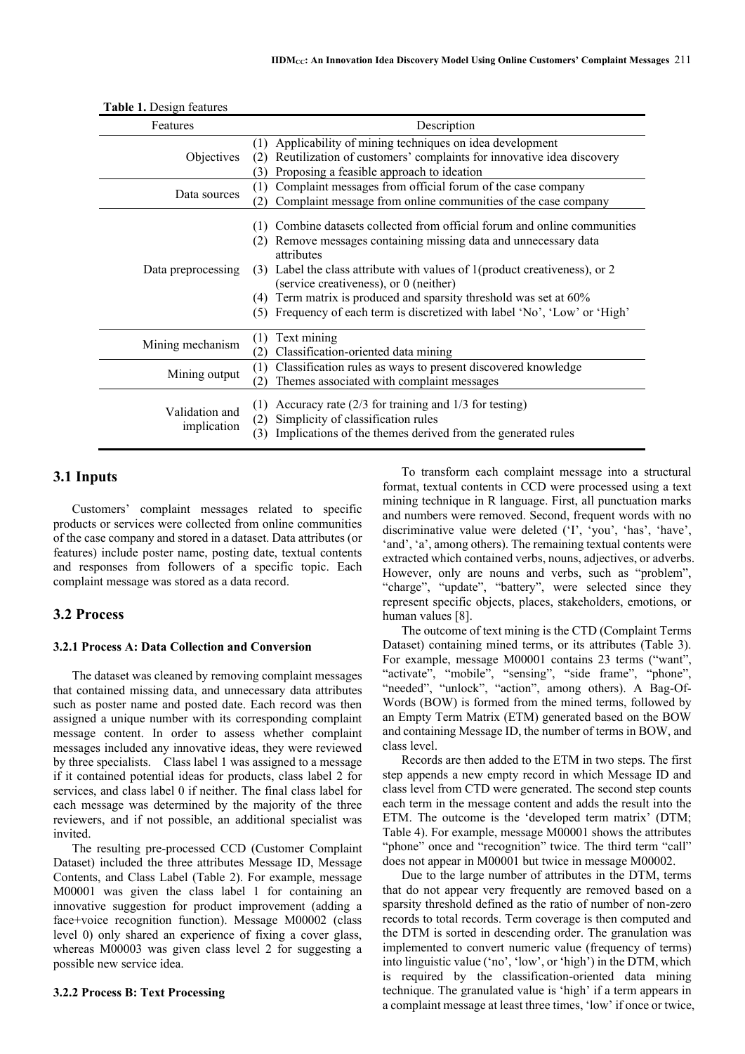**Table 1.** Design features

| Features | Description |
|---|---|
| Objectives | (1) Applicability of mining techniques on idea development<br>(2) Reutilization of customers' complaints for innovative idea discovery<br>(3) Proposing a feasible approach to ideation |
| Data sources | (1) Complaint messages from official forum of the case company<br>(2) Complaint message from online communities of the case company |
| Data preprocessing | (1) Combine datasets collected from official forum and online communities<br>(2) Remove messages containing missing data and unnecessary data attributes<br>(3) Label the class attribute with values of 1(product creativeness), or 2 (service creativeness), or 0 (neither)<br>(4) Term matrix is produced and sparsity threshold was set at 60%<br>(5) Frequency of each term is discretized with label 'No', 'Low' or 'High' |
| Mining mechanism | (1) Text mining<br>(2) Classification-oriented data mining |
| Mining output | (1) Classification rules as ways to present discovered knowledge<br>(2) Themes associated with complaint messages |
| Validation and implication | (1) Accuracy rate (2/3 for training and 1/3 for testing)<br>(2) Simplicity of classification rules<br>(3) Implications of the themes derived from the generated rules |

## 3.1 Inputs

Customers' complaint messages related to specific products or services were collected from online communities of the case company and stored in a dataset. Data attributes (or features) include poster name, posting date, textual contents and responses from followers of a specific topic. Each complaint message was stored as a data record.

## 3.2 Process

### 3.2.1 Process A: Data Collection and Conversion

The dataset was cleaned by removing complaint messages that contained missing data, and unnecessary data attributes such as poster name and posted date. Each record was then assigned a unique number with its corresponding complaint message content. In order to assess whether complaint messages included any innovative ideas, they were reviewed by three specialists. Class label 1 was assigned to a message if it contained potential ideas for products, class label 2 for services, and class label 0 if neither. The final class label for each message was determined by the majority of the three reviewers, and if not possible, an additional specialist was invited.

The resulting pre-processed CCD (Customer Complaint Dataset) included the three attributes Message ID, Message Contents, and Class Label (Table 2). For example, message M00001 was given the class label 1 for containing an innovative suggestion for product improvement (adding a face+voice recognition function). Message M00002 (class level 0) only shared an experience of fixing a cover glass, whereas M00003 was given class level 2 for suggesting a possible new service idea.

### 3.2.2 Process B: Text Processing

To transform each complaint message into a structural format, textual contents in CCD were processed using a text mining technique in R language. First, all punctuation marks and numbers were removed. Second, frequent words with no discriminative value were deleted ('I', 'you', 'has', 'have', 'and', 'a', among others). The remaining textual contents were extracted which contained verbs, nouns, adjectives, or adverbs. However, only are nouns and verbs, such as "problem", "charge", "update", "battery", were selected since they represent specific objects, places, stakeholders, emotions, or human values [8].

The outcome of text mining is the CTD (Complaint Terms Dataset) containing mined terms, or its attributes (Table 3). For example, message M00001 contains 23 terms ("want", "activate", "mobile", "sensing", "side frame", "phone", "needed", "unlock", "action", among others). A Bag-Of-Words (BOW) is formed from the mined terms, followed by an Empty Term Matrix (ETM) generated based on the BOW and containing Message ID, the number of terms in BOW, and class level.

Records are then added to the ETM in two steps. The first step appends a new empty record in which Message ID and class level from CTD were generated. The second step counts each term in the message content and adds the result into the ETM. The outcome is the 'developed term matrix' (DTM; Table 4). For example, message M00001 shows the attributes "phone" once and "recognition" twice. The third term "call" does not appear in M00001 but twice in message M00002.

Due to the large number of attributes in the DTM, terms that do not appear very frequently are removed based on a sparsity threshold defined as the ratio of number of non-zero records to total records. Term coverage is then computed and the DTM is sorted in descending order. The granulation was implemented to convert numeric value (frequency of terms) into linguistic value ('no', 'low', or 'high') in the DTM, which is required by the classification-oriented data mining technique. The granulated value is 'high' if a term appears in a complaint message at least three times, 'low' if once or twice,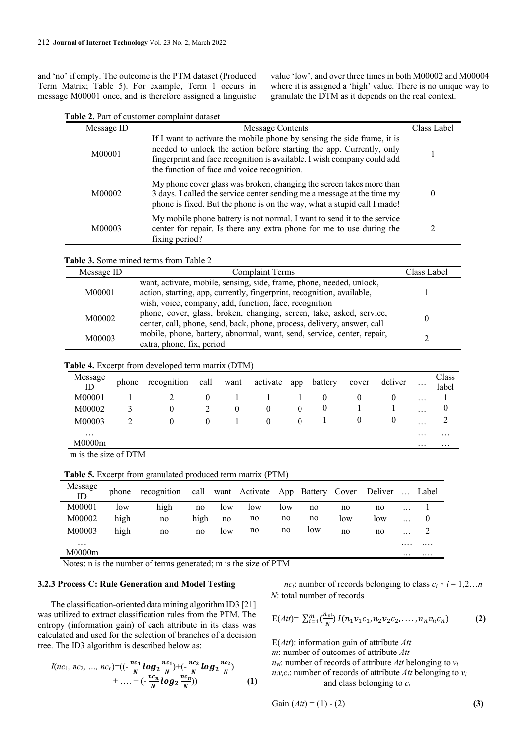and 'no' if empty. The outcome is the PTM dataset (Produced Term Matrix; Table 5). For example, Term 1 occurs in message M00001 once, and is therefore assigned a linguistic value 'low', and over three times in both M00002 and M00004 where it is assigned a 'high' value. There is no unique way to granulate the DTM as it depends on the real context.

**Table 2.** Part of customer complaint dataset

| Message ID | Message Contents | Class Label |
|---|---|---|
| M00001 | If I want to activate the mobile phone by sensing the side frame, it is needed to unlock the action before starting the app. Currently, only fingerprint and face recognition is available. I wish company could add the function of face and voice recognition. | 1 |
| M00002 | My phone cover glass was broken, changing the screen takes more than 3 days. I called the service center sending me a message at the time my phone is fixed. But the phone is on the way, what a stupid call I made! | 0 |
| M00003 | My mobile phone battery is not normal. I want to send it to the service center for repair. Is there any extra phone for me to use during the fixing period? | 2 |

**Table 3.** Some mined terms from Table 2

| Message ID | Complaint Terms | Class Label |
|---|---|---|
| M00001 | want, activate, mobile, sensing, side, frame, phone, needed, unlock, action, starting, app, currently, fingerprint, recognition, available, wish, voice, company, add, function, face, recognition | 1 |
| M00002 | phone, cover, glass, broken, changing, screen, take, asked, service, center, call, phone, send, back, phone, process, delivery, answer, call | 0 |
| M00003 | mobile, phone, battery, abnormal, want, send, service, center, repair, extra, phone, fix, period | 2 |

**Table 4.** Excerpt from developed term matrix (DTM)

| Message ID | phone | recognition | call | want | activate | app | battery | cover | deliver | … | Class label |
|---|---|---|---|---|---|---|---|---|---|---|---|
| M00001 | 1 | 2 | 0 | 1 | 1 | 1 | 0 | 0 | 0 | … | 1 |
| M00002 | 3 | 0 | 2 | 0 | 0 | 0 | 0 | 1 | 1 | … | 0 |
| M00003 | 2 | 0 | 0 | 1 | 0 | 0 | 1 | 0 | 0 | … | 2 |
| … | | | | | | | | | | … | … |
| M0000m | | | | | | | | | | … | … |

m is the size of DTM

**Table 5.** Excerpt from granulated produced term matrix (PTM)

| Message ID | phone | recognition | call | want | Activate | App | Battery | Cover | Deliver | … | Label |
|---|---|---|---|---|---|---|---|---|---|---|---|
| M00001 | low | high | no | low | low | low | no | no | no | … | 1 |
| M00002 | high | no | high | no | no | no | no | low | low | … | 0 |
| M00003 | high | no | no | low | no | no | low | no | no | … | 2 |
| … | | | | | | | | | | …. | …. |
| M0000m | | | | | | | | | | … | …. |

Notes: n is the number of terms generated; m is the size of PTM

### 3.2.3 Process C: Rule Generation and Model Testing

The classification-oriented data mining algorithm ID3 [21] was utilized to extract classification rules from the PTM. The entropy (information gain) of each attribute in its class was calculated and used for the selection of branches of a decision tree. The ID3 algorithm is described below as:

$$I(nc_1, nc_2, \ldots, nc_n)=\left(\left(-\frac{nc_1}{N}\log_2\frac{nc_1}{N}\right)+\left(-\frac{nc_2}{N}\log_2\frac{nc_2}{N}\right)+\ldots+\left(-\frac{nc_n}{N}\log_2\frac{nc_n}{N}\right)\right) \tag{1}$$

$nc_i$: number of records belonging to class $c_i$, $i = 1,2\ldots n$

$N$: total number of records

$$\mathrm{E}(Att)=\sum_{i=1}^{m}\left(\frac{n_{vi}}{N}\right) I(n_1v_1c_1, n_2v_2c_2, \ldots, n_nv_nc_n) \tag{2}$$

$\mathrm{E}(Att)$: information gain of attribute $Att$

$m$: number of outcomes of attribute $Att$

$n_{vi}$: number of records of attribute $Att$ belonging to $v_i$

$n_iv_ic_i$: number of records of attribute $Att$ belonging to $v_i$ and class belonging to $c_i$

$$\text{Gain}(Att) = (1) - (2) \tag{3}$$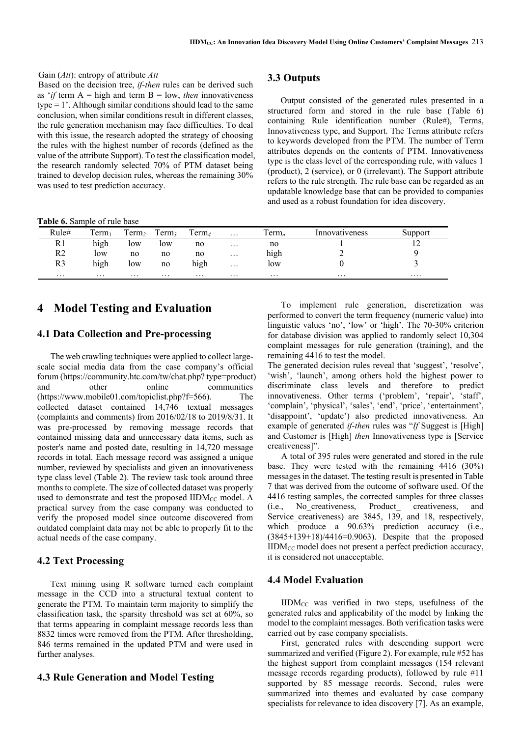Gain (*Att*): entropy of attribute *Att*

Based on the decision tree, *if-then* rules can be derived such as '*if* term A = high and term B = low, *then* innovativeness type = 1'. Although similar conditions should lead to the same conclusion, when similar conditions result in different classes, the rule generation mechanism may face difficulties. To deal with this issue, the research adopted the strategy of choosing the rules with the highest number of records (defined as the value of the attribute Support). To test the classification model, the research randomly selected 70% of PTM dataset being trained to develop decision rules, whereas the remaining 30% was used to test prediction accuracy.

## 3.3 Outputs

Output consisted of the generated rules presented in a structured form and stored in the rule base (Table 6) containing Rule identification number (Rule#), Terms, Innovativeness type, and Support. The Terms attribute refers to keywords developed from the PTM. The number of Term attributes depends on the contents of PTM. Innovativeness type is the class level of the corresponding rule, with values 1 (product), 2 (service), or 0 (irrelevant). The Support attribute refers to the rule strength. The rule base can be regarded as an updatable knowledge base that can be provided to companies and used as a robust foundation for idea discovery.

**Table 6.** Sample of rule base

| Rule# | $Term_1$ | $Term_2$ | $Term_3$ | $Term_4$ | … | $Term_n$ | Innovativeness | Support |
|---|---|---|---|---|---|---|---|---|
| R1 | high | low | low | no | … | no | 1 | 12 |
| R2 | low | no | no | no | … | high | 2 | 9 |
| R3 | high | low | no | high | … | low | 0 | 3 |
| … | … | … | … | … | … | … | … | …. |

# 4 Model Testing and Evaluation

## 4.1 Data Collection and Pre-processing

The web crawling techniques were applied to collect large-scale social media data from the case company's official forum (https://community.htc.com/tw/chat.php? type=product) and other online communities (https://www.mobile01.com/topiclist.php?f=566). The collected dataset contained 14,746 textual messages (complaints and comments) from 2016/02/18 to 2019/8/31. It was pre-processed by removing message records that contained missing data and unnecessary data items, such as poster's name and posted date, resulting in 14,720 message records in total. Each message record was assigned a unique number, reviewed by specialists and given an innovativeness type class level (Table 2). The review task took around three months to complete. The size of collected dataset was properly used to demonstrate and test the proposed $IIDM_{CC}$ model. A practical survey from the case company was conducted to verify the proposed model since outcome discovered from outdated complaint data may not be able to properly fit to the actual needs of the case company.

## 4.2 Text Processing

Text mining using R software turned each complaint message in the CCD into a structural textual content to generate the PTM. To maintain term majority to simplify the classification task, the sparsity threshold was set at 60%, so that terms appearing in complaint message records less than 8832 times were removed from the PTM. After thresholding, 846 terms remained in the updated PTM and were used in further analyses.

## 4.3 Rule Generation and Model Testing

To implement rule generation, discretization was performed to convert the term frequency (numeric value) into linguistic values 'no', 'low' or 'high'. The 70-30% criterion for database division was applied to randomly select 10,304 complaint messages for rule generation (training), and the remaining 4416 to test the model.

The generated decision rules reveal that 'suggest', 'resolve', 'wish', 'launch', among others hold the highest power to discriminate class levels and therefore to predict innovativeness. Other terms ('problem', 'repair', 'staff', 'complain', 'physical', 'sales', 'end', 'price', 'entertainment', 'disappoint', 'update') also predicted innovativeness. An example of generated *if-then* rules was "*If* Suggest is [High] and Customer is [High] *then* Innovativeness type is [Service creativeness]".

A total of 395 rules were generated and stored in the rule base. They were tested with the remaining 4416 (30%) messages in the dataset. The testing result is presented in Table 7 that was derived from the outcome of software used. Of the 4416 testing samples, the corrected samples for three classes (i.e., No_creativeness, Product_ creativeness, and Service_creativeness) are 3845, 139, and 18, respectively, which produce a 90.63% prediction accuracy (i.e., (3845+139+18)/4416=0.9063). Despite that the proposed $IIDM_{CC}$ model does not present a perfect prediction accuracy, it is considered not unacceptable.

## 4.4 Model Evaluation

$IIDM_{CC}$ was verified in two steps, usefulness of the generated rules and applicability of the model by linking the model to the complaint messages. Both verification tasks were carried out by case company specialists.

First, generated rules with descending support were summarized and verified (Figure 2). For example, rule #52 has the highest support from complaint messages (154 relevant message records regarding products), followed by rule #11 supported by 85 message records. Second, rules were summarized into themes and evaluated by case company specialists for relevance to idea discovery [7]. As an example,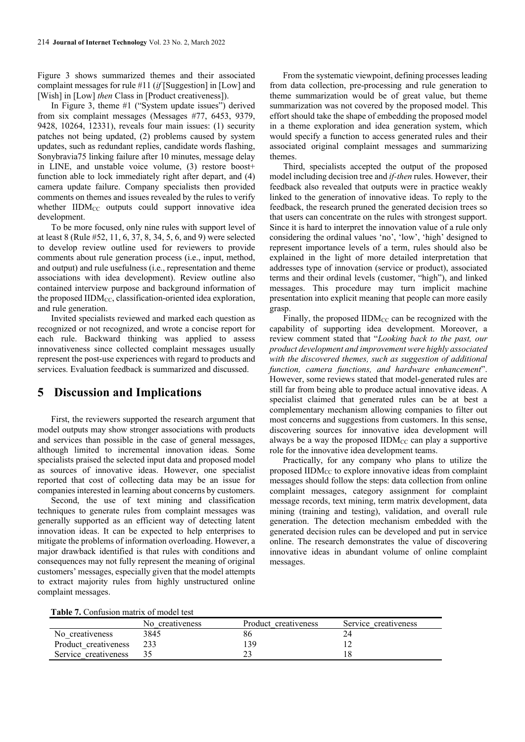Figure 3 shows summarized themes and their associated complaint messages for rule #11 (*if* [Suggestion] in [Low] and [Wish] in [Low] *then* Class in [Product creativeness]).

In Figure 3, theme #1 ("System update issues") derived from six complaint messages (Messages #77, 6453, 9379, 9428, 10264, 12331), reveals four main issues: (1) security patches not being updated, (2) problems caused by system updates, such as redundant replies, candidate words flashing, Sonybravia75 linking failure after 10 minutes, message delay in LINE, and unstable voice volume, (3) restore boost+ function able to lock immediately right after depart, and (4) camera update failure. Company specialists then provided comments on themes and issues revealed by the rules to verify whether $IIDM_{CC}$ outputs could support innovative idea development.

To be more focused, only nine rules with support level of at least 8 (Rule #52, 11, 6, 37, 8, 34, 5, 6, and 9) were selected to develop review outline used for reviewers to provide comments about rule generation process (i.e., input, method, and output) and rule usefulness (i.e., representation and theme associations with idea development). Review outline also contained interview purpose and background information of the proposed $IIDM_{CC}$, classification-oriented idea exploration, and rule generation.

Invited specialists reviewed and marked each question as recognized or not recognized, and wrote a concise report for each rule. Backward thinking was applied to assess innovativeness since collected complaint messages usually represent the post-use experiences with regard to products and services. Evaluation feedback is summarized and discussed.

## 5 Discussion and Implications

First, the reviewers supported the research argument that model outputs may show stronger associations with products and services than possible in the case of general messages, although limited to incremental innovation ideas. Some specialists praised the selected input data and proposed model as sources of innovative ideas. However, one specialist reported that cost of collecting data may be an issue for companies interested in learning about concerns by customers.

Second, the use of text mining and classification techniques to generate rules from complaint messages was generally supported as an efficient way of detecting latent innovation ideas. It can be expected to help enterprises to mitigate the problems of information overloading. However, a major drawback identified is that rules with conditions and consequences may not fully represent the meaning of original customers' messages, especially given that the model attempts to extract majority rules from highly unstructured online complaint messages.

From the systematic viewpoint, defining processes leading from data collection, pre-processing and rule generation to theme summarization would be of great value, but theme summarization was not covered by the proposed model. This effort should take the shape of embedding the proposed model in a theme exploration and idea generation system, which would specify a function to access generated rules and their associated original complaint messages and summarizing themes.

Third, specialists accepted the output of the proposed model including decision tree and *if-then* rules. However, their feedback also revealed that outputs were in practice weakly linked to the generation of innovative ideas. To reply to the feedback, the research pruned the generated decision trees so that users can concentrate on the rules with strongest support. Since it is hard to interpret the innovation value of a rule only considering the ordinal values 'no', 'low', 'high' designed to represent importance levels of a term, rules should also be explained in the light of more detailed interpretation that addresses type of innovation (service or product), associated terms and their ordinal levels (customer, "high"), and linked messages. This procedure may turn implicit machine presentation into explicit meaning that people can more easily grasp.

Finally, the proposed $IIDM_{CC}$ can be recognized with the capability of supporting idea development. Moreover, a review comment stated that "*Looking back to the past, our product development and improvement were highly associated with the discovered themes, such as suggestion of additional function, camera functions, and hardware enhancement*". However, some reviews stated that model-generated rules are still far from being able to produce actual innovative ideas. A specialist claimed that generated rules can be at best a complementary mechanism allowing companies to filter out most concerns and suggestions from customers. In this sense, discovering sources for innovative idea development will always be a way the proposed $IIDM_{CC}$ can play a supportive role for the innovative idea development teams.

Practically, for any company who plans to utilize the proposed $IIDM_{CC}$ to explore innovative ideas from complaint messages should follow the steps: data collection from online complaint messages, category assignment for complaint message records, text mining, term matrix development, data mining (training and testing), validation, and overall rule generation. The detection mechanism embedded with the generated decision rules can be developed and put in service online. The research demonstrates the value of discovering innovative ideas in abundant volume of online complaint messages.

**Table 7.** Confusion matrix of model test

| | No_creativeness | Product_creativeness | Service_creativeness |
|---|---|---|---|
| No_creativeness | 3845 | 86 | 24 |
| Product_creativeness | 233 | 139 | 12 |
| Service_creativeness | 35 | 23 | 18 |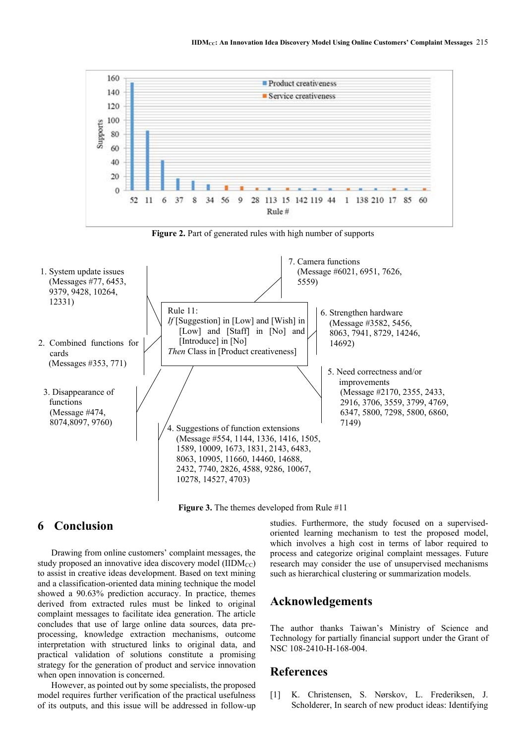Figure 2. Part of generated rules with high number of supports

Figure 3. The themes developed from Rule #11

## 6 Conclusion

Drawing from online customers' complaint messages, the study proposed an innovative idea discovery model ($IIDM_{CC}$) to assist in creative ideas development. Based on text mining and a classification-oriented data mining technique the model showed a 90.63% prediction accuracy. In practice, themes derived from extracted rules must be linked to original complaint messages to facilitate idea generation. The article concludes that use of large online data sources, data pre-processing, knowledge extraction mechanisms, outcome interpretation with structured links to original data, and practical validation of solutions constitute a promising strategy for the generation of product and service innovation when open innovation is concerned.

However, as pointed out by some specialists, the proposed model requires further verification of the practical usefulness of its outputs, and this issue will be addressed in follow-up studies. Furthermore, the study focused on a supervised-oriented learning mechanism to test the proposed model, which involves a high cost in terms of labor required to process and categorize original complaint messages. Future research may consider the use of unsupervised mechanisms such as hierarchical clustering or summarization models.

## Acknowledgements

The author thanks Taiwan's Ministry of Science and Technology for partially financial support under the Grant of NSC 108-2410-H-168-004.

## References

[1] K. Christensen, S. Nørskov, L. Frederiksen, J. Scholderer, In search of new product ideas: Identifying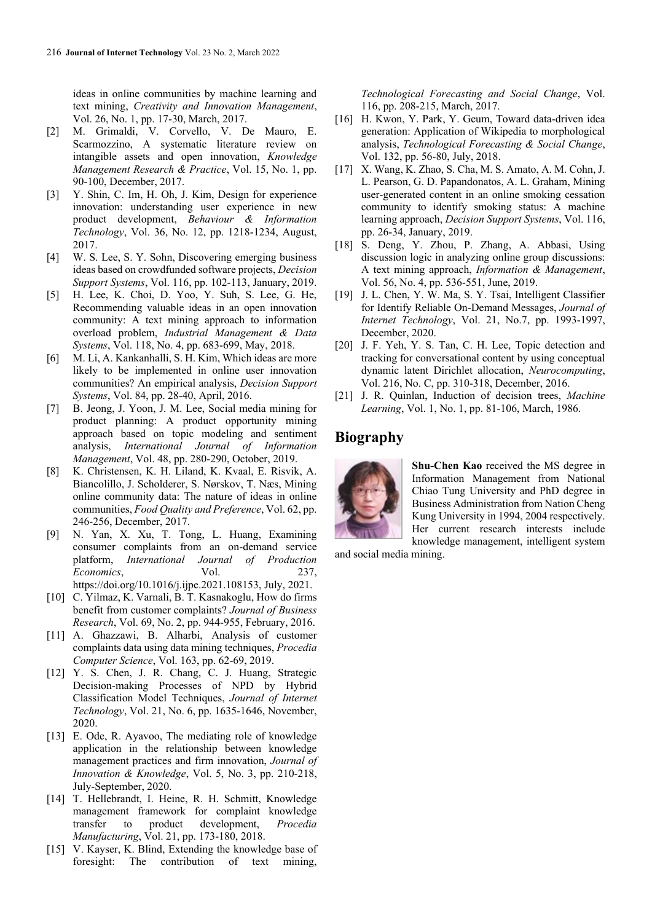ideas in online communities by machine learning and text mining, *Creativity and Innovation Management*, Vol. 26, No. 1, pp. 17-30, March, 2017.

[2] M. Grimaldi, V. Corvello, V. De Mauro, E. Scarmozzino, A systematic literature review on intangible assets and open innovation, *Knowledge Management Research & Practice*, Vol. 15, No. 1, pp. 90-100, December, 2017.

[3] Y. Shin, C. Im, H. Oh, J. Kim, Design for experience innovation: understanding user experience in new product development, *Behaviour & Information Technology*, Vol. 36, No. 12, pp. 1218-1234, August, 2017.

[4] W. S. Lee, S. Y. Sohn, Discovering emerging business ideas based on crowdfunded software projects, *Decision Support Systems*, Vol. 116, pp. 102-113, January, 2019.

[5] H. Lee, K. Choi, D. Yoo, Y. Suh, S. Lee, G. He, Recommending valuable ideas in an open innovation community: A text mining approach to information overload problem, *Industrial Management & Data Systems*, Vol. 118, No. 4, pp. 683-699, May, 2018.

[6] M. Li, A. Kankanhalli, S. H. Kim, Which ideas are more likely to be implemented in online user innovation communities? An empirical analysis, *Decision Support Systems*, Vol. 84, pp. 28-40, April, 2016.

[7] B. Jeong, J. Yoon, J. M. Lee, Social media mining for product planning: A product opportunity mining approach based on topic modeling and sentiment analysis, *International Journal of Information Management*, Vol. 48, pp. 280-290, October, 2019.

[8] K. Christensen, K. H. Liland, K. Kvaal, E. Risvik, A. Biancolillo, J. Scholderer, S. Nørskov, T. Næs, Mining online community data: The nature of ideas in online communities, *Food Quality and Preference*, Vol. 62, pp. 246-256, December, 2017.

[9] N. Yan, X. Xu, T. Tong, L. Huang, Examining consumer complaints from an on-demand service platform, *International Journal of Production Economics*, Vol. 237, https://doi.org/10.1016/j.ijpe.2021.108153, July, 2021.

[10] C. Yilmaz, K. Varnali, B. T. Kasnakoglu, How do firms benefit from customer complaints? *Journal of Business Research*, Vol. 69, No. 2, pp. 944-955, February, 2016.

[11] A. Ghazzawi, B. Alharbi, Analysis of customer complaints data using data mining techniques, *Procedia Computer Science*, Vol. 163, pp. 62-69, 2019.

[12] Y. S. Chen, J. R. Chang, C. J. Huang, Strategic Decision-making Processes of NPD by Hybrid Classification Model Techniques, *Journal of Internet Technology*, Vol. 21, No. 6, pp. 1635-1646, November, 2020.

[13] E. Ode, R. Ayavoo, The mediating role of knowledge application in the relationship between knowledge management practices and firm innovation, *Journal of Innovation & Knowledge*, Vol. 5, No. 3, pp. 210-218, July-September, 2020.

[14] T. Hellebrandt, I. Heine, R. H. Schmitt, Knowledge management framework for complaint knowledge transfer to product development, *Procedia Manufacturing*, Vol. 21, pp. 173-180, 2018.

[15] V. Kayser, K. Blind, Extending the knowledge base of foresight: The contribution of text mining, *Technological Forecasting and Social Change*, Vol. 116, pp. 208-215, March, 2017.

[16] H. Kwon, Y. Park, Y. Geum, Toward data-driven idea generation: Application of Wikipedia to morphological analysis, *Technological Forecasting & Social Change*, Vol. 132, pp. 56-80, July, 2018.

[17] X. Wang, K. Zhao, S. Cha, M. S. Amato, A. M. Cohn, J. L. Pearson, G. D. Papandonatos, A. L. Graham, Mining user-generated content in an online smoking cessation community to identify smoking status: A machine learning approach, *Decision Support Systems*, Vol. 116, pp. 26-34, January, 2019.

[18] S. Deng, Y. Zhou, P. Zhang, A. Abbasi, Using discussion logic in analyzing online group discussions: A text mining approach, *Information & Management*, Vol. 56, No. 4, pp. 536-551, June, 2019.

[19] J. L. Chen, Y. W. Ma, S. Y. Tsai, Intelligent Classifier for Identify Reliable On-Demand Messages, *Journal of Internet Technology*, Vol. 21, No.7, pp. 1993-1997, December, 2020.

[20] J. F. Yeh, Y. S. Tan, C. H. Lee, Topic detection and tracking for conversational content by using conceptual dynamic latent Dirichlet allocation, *Neurocomputing*, Vol. 216, No. C, pp. 310-318, December, 2016.

[21] J. R. Quinlan, Induction of decision trees, *Machine Learning*, Vol. 1, No. 1, pp. 81-106, March, 1986.

# Biography

**Shu-Chen Kao** received the MS degree in Information Management from National Chiao Tung University and PhD degree in Business Administration from Nation Cheng Kung University in 1994, 2004 respectively. Her current research interests include knowledge management, intelligent system and social media mining.